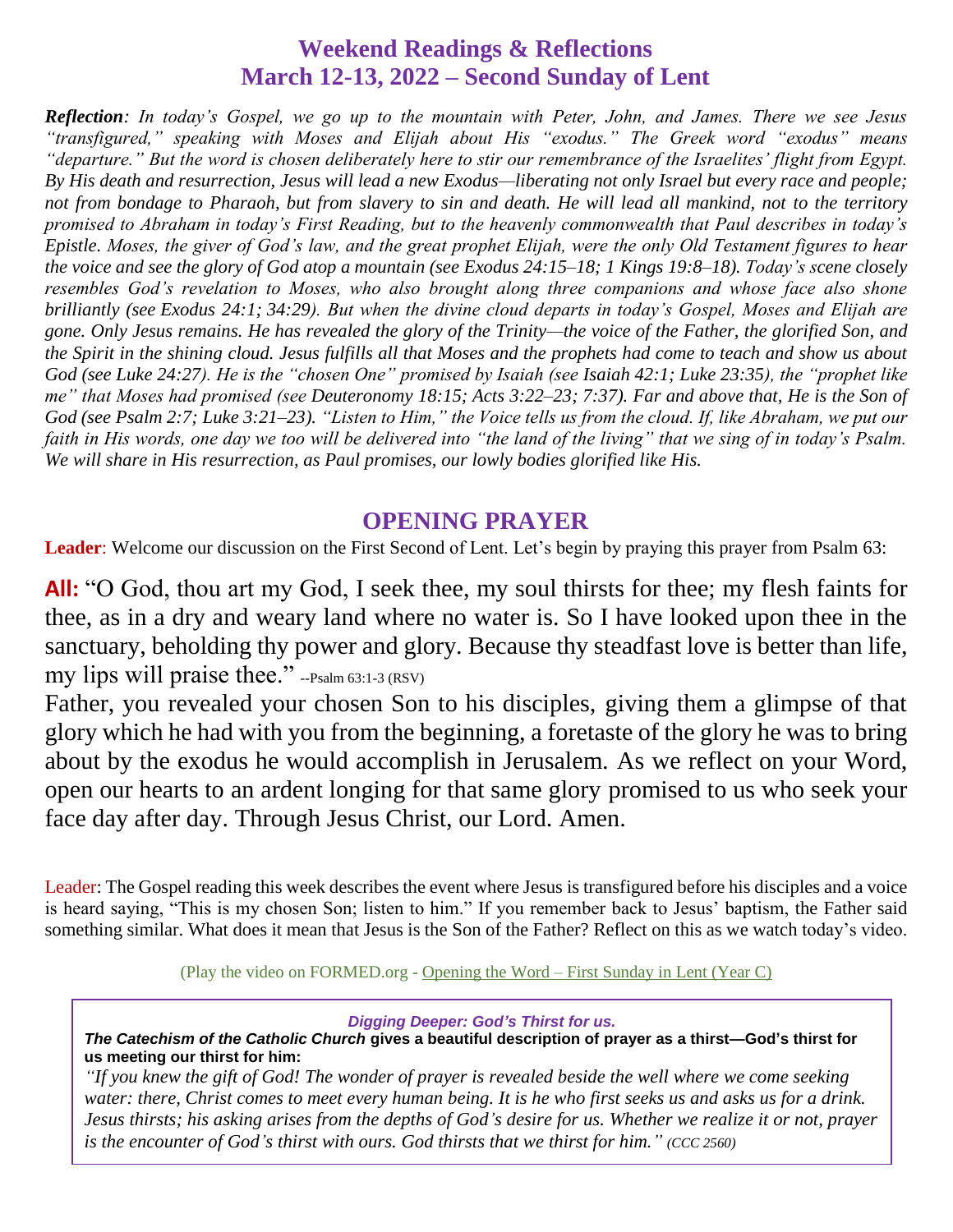# Weekend Readings & Reflections
# March 12-13, 2022 – Second Sunday of Lent

***Reflection**: In today's Gospel, we go up to the mountain with Peter, John, and James. There we see Jesus "transfigured," speaking with Moses and Elijah about His "exodus." The Greek word "exodus" means "departure." But the word is chosen deliberately here to stir our remembrance of the Israelites' flight from Egypt. By His death and resurrection, Jesus will lead a new Exodus—liberating not only Israel but every race and people; not from bondage to Pharaoh, but from slavery to sin and death. He will lead all mankind, not to the territory promised to Abraham in today's First Reading, but to the heavenly commonwealth that Paul describes in today's Epistle. Moses, the giver of God's law, and the great prophet Elijah, were the only Old Testament figures to hear the voice and see the glory of God atop a mountain (see Exodus 24:15–18; 1 Kings 19:8–18). Today's scene closely resembles God's revelation to Moses, who also brought along three companions and whose face also shone brilliantly (see Exodus 24:1; 34:29). But when the divine cloud departs in today's Gospel, Moses and Elijah are gone. Only Jesus remains. He has revealed the glory of the Trinity—the voice of the Father, the glorified Son, and the Spirit in the shining cloud. Jesus fulfills all that Moses and the prophets had come to teach and show us about God (see Luke 24:27). He is the "chosen One" promised by Isaiah (see Isaiah 42:1; Luke 23:35), the "prophet like me" that Moses had promised (see Deuteronomy 18:15; Acts 3:22–23; 7:37). Far and above that, He is the Son of God (see Psalm 2:7; Luke 3:21–23). "Listen to Him," the Voice tells us from the cloud. If, like Abraham, we put our faith in His words, one day we too will be delivered into "the land of the living" that we sing of in today's Psalm. We will share in His resurrection, as Paul promises, our lowly bodies glorified like His.*

## OPENING PRAYER

**Leader**: Welcome our discussion on the First Second of Lent. Let's begin by praying this prayer from Psalm 63:

**All:** "O God, thou art my God, I seek thee, my soul thirsts for thee; my flesh faints for thee, as in a dry and weary land where no water is. So I have looked upon thee in the sanctuary, beholding thy power and glory. Because thy steadfast love is better than life, my lips will praise thee." --Psalm 63:1-3 (RSV)

Father, you revealed your chosen Son to his disciples, giving them a glimpse of that glory which he had with you from the beginning, a foretaste of the glory he was to bring about by the exodus he would accomplish in Jerusalem. As we reflect on your Word, open our hearts to an ardent longing for that same glory promised to us who seek your face day after day. Through Jesus Christ, our Lord. Amen.

Leader: The Gospel reading this week describes the event where Jesus is transfigured before his disciples and a voice is heard saying, "This is my chosen Son; listen to him." If you remember back to Jesus' baptism, the Father said something similar. What does it mean that Jesus is the Son of the Father? Reflect on this as we watch today's video.

(Play the video on FORMED.org - Opening the Word – First Sunday in Lent (Year C))

> ***Digging Deeper: God's Thirst for us.***
>
> ***The Catechism of the Catholic Church* gives a beautiful description of prayer as a thirst—God's thirst for us meeting our thirst for him:**
>
> *"If you knew the gift of God! The wonder of prayer is revealed beside the well where we come seeking water: there, Christ comes to meet every human being. It is he who first seeks us and asks us for a drink. Jesus thirsts; his asking arises from the depths of God's desire for us. Whether we realize it or not, prayer is the encounter of God's thirst with ours. God thirsts that we thirst for him." (CCC 2560)*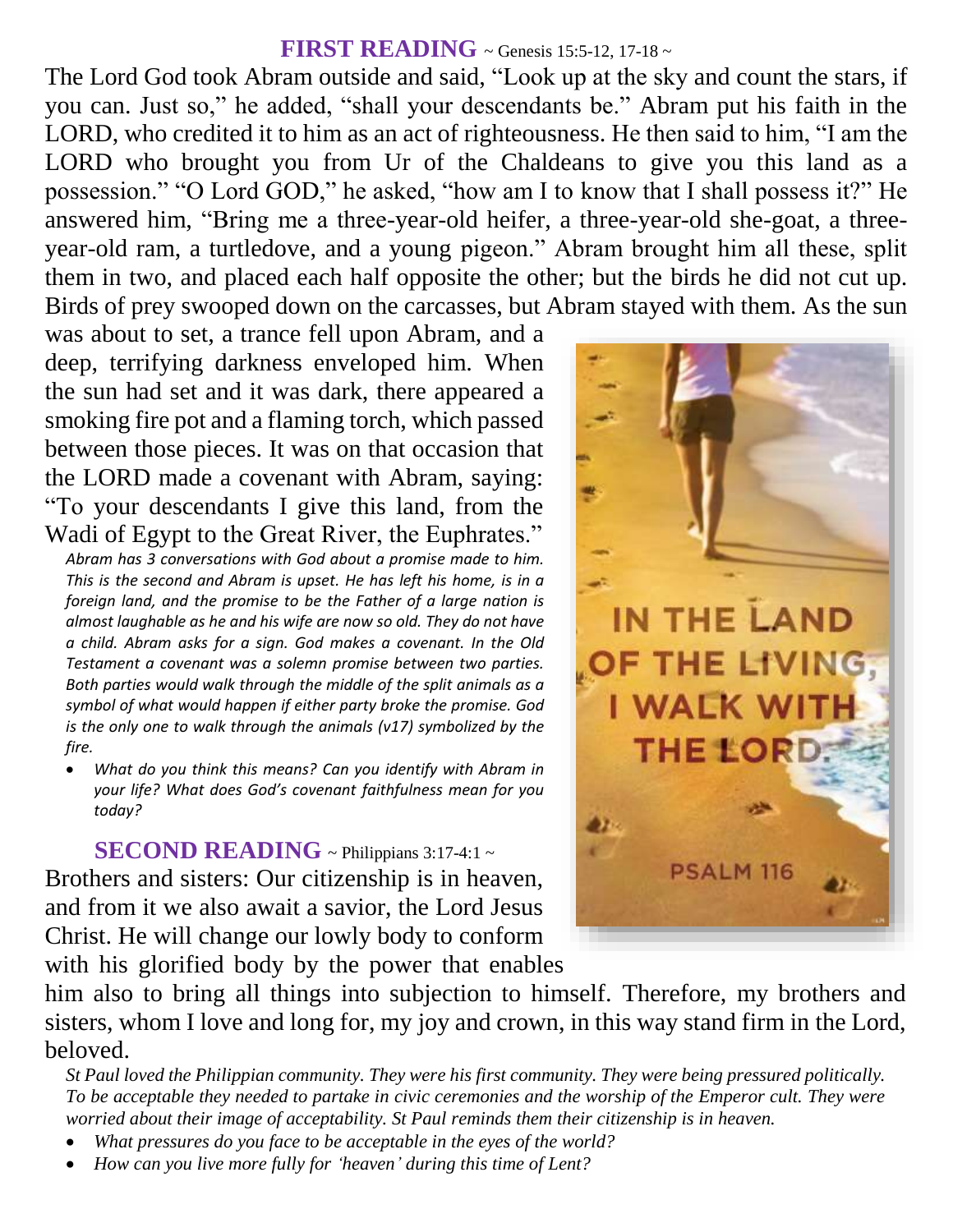## FIRST READING ~ Genesis 15:5-12, 17-18 ~

The Lord God took Abram outside and said, "Look up at the sky and count the stars, if you can. Just so," he added, "shall your descendants be." Abram put his faith in the LORD, who credited it to him as an act of righteousness. He then said to him, "I am the LORD who brought you from Ur of the Chaldeans to give you this land as a possession." "O Lord GOD," he asked, "how am I to know that I shall possess it?" He answered him, "Bring me a three-year-old heifer, a three-year-old she-goat, a three-year-old ram, a turtledove, and a young pigeon." Abram brought him all these, split them in two, and placed each half opposite the other; but the birds he did not cut up. Birds of prey swooped down on the carcasses, but Abram stayed with them. As the sun was about to set, a trance fell upon Abram, and a deep, terrifying darkness enveloped him. When the sun had set and it was dark, there appeared a smoking fire pot and a flaming torch, which passed between those pieces. It was on that occasion that the LORD made a covenant with Abram, saying: "To your descendants I give this land, from the Wadi of Egypt to the Great River, the Euphrates."

*Abram has 3 conversations with God about a promise made to him. This is the second and Abram is upset. He has left his home, is in a foreign land, and the promise to be the Father of a large nation is almost laughable as he and his wife are now so old. They do not have a child. Abram asks for a sign. God makes a covenant. In the Old Testament a covenant was a solemn promise between two parties. Both parties would walk through the middle of the split animals as a symbol of what would happen if either party broke the promise. God is the only one to walk through the animals (v17) symbolized by the fire.*

- *What do you think this means? Can you identify with Abram in your life? What does God's covenant faithfulness mean for you today?*

IN THE LAND OF THE LIVING, I WALK WITH THE LORD.
PSALM 116

## SECOND READING ~ Philippians 3:17-4:1 ~

Brothers and sisters: Our citizenship is in heaven, and from it we also await a savior, the Lord Jesus Christ. He will change our lowly body to conform with his glorified body by the power that enables him also to bring all things into subjection to himself. Therefore, my brothers and sisters, whom I love and long for, my joy and crown, in this way stand firm in the Lord, beloved.

*St Paul loved the Philippian community. They were his first community. They were being pressured politically. To be acceptable they needed to partake in civic ceremonies and the worship of the Emperor cult. They were worried about their image of acceptability. St Paul reminds them their citizenship is in heaven.*

- *What pressures do you face to be acceptable in the eyes of the world?*
- *How can you live more fully for 'heaven' during this time of Lent?*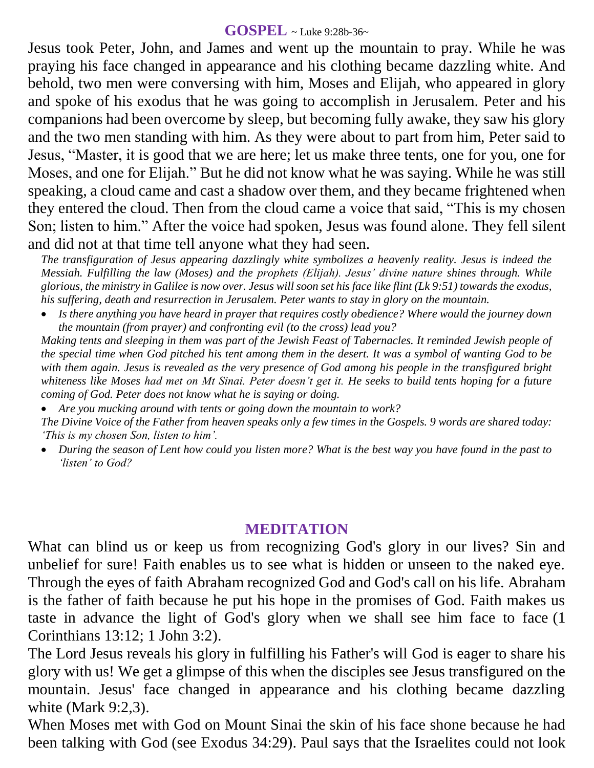## **GOSPEL** ~ Luke 9:28b-36~

Jesus took Peter, John, and James and went up the mountain to pray. While he was praying his face changed in appearance and his clothing became dazzling white. And behold, two men were conversing with him, Moses and Elijah, who appeared in glory and spoke of his exodus that he was going to accomplish in Jerusalem. Peter and his companions had been overcome by sleep, but becoming fully awake, they saw his glory and the two men standing with him. As they were about to part from him, Peter said to Jesus, "Master, it is good that we are here; let us make three tents, one for you, one for Moses, and one for Elijah." But he did not know what he was saying. While he was still speaking, a cloud came and cast a shadow over them, and they became frightened when they entered the cloud. Then from the cloud came a voice that said, "This is my chosen Son; listen to him." After the voice had spoken, Jesus was found alone. They fell silent and did not at that time tell anyone what they had seen.

*The transfiguration of Jesus appearing dazzlingly white symbolizes a heavenly reality. Jesus is indeed the Messiah. Fulfilling the law (Moses) and the prophets (Elijah). Jesus' divine nature shines through. While glorious, the ministry in Galilee is now over. Jesus will soon set his face like flint (Lk 9:51) towards the exodus, his suffering, death and resurrection in Jerusalem. Peter wants to stay in glory on the mountain.*

- *Is there anything you have heard in prayer that requires costly obedience? Where would the journey down the mountain (from prayer) and confronting evil (to the cross) lead you?*

*Making tents and sleeping in them was part of the Jewish Feast of Tabernacles. It reminded Jewish people of the special time when God pitched his tent among them in the desert. It was a symbol of wanting God to be with them again. Jesus is revealed as the very presence of God among his people in the transfigured bright whiteness like Moses had met on Mt Sinai. Peter doesn't get it. He seeks to build tents hoping for a future coming of God. Peter does not know what he is saying or doing.*

- *Are you mucking around with tents or going down the mountain to work?*

*The Divine Voice of the Father from heaven speaks only a few times in the Gospels. 9 words are shared today: 'This is my chosen Son, listen to him'.*

- *During the season of Lent how could you listen more? What is the best way you have found in the past to 'listen' to God?*

## **MEDITATION**

What can blind us or keep us from recognizing God's glory in our lives? Sin and unbelief for sure! Faith enables us to see what is hidden or unseen to the naked eye. Through the eyes of faith Abraham recognized God and God's call on his life. Abraham is the father of faith because he put his hope in the promises of God. Faith makes us taste in advance the light of God's glory when we shall see him face to face (1 Corinthians 13:12; 1 John 3:2).

The Lord Jesus reveals his glory in fulfilling his Father's will God is eager to share his glory with us! We get a glimpse of this when the disciples see Jesus transfigured on the mountain. Jesus' face changed in appearance and his clothing became dazzling white (Mark 9:2,3).

When Moses met with God on Mount Sinai the skin of his face shone because he had been talking with God (see Exodus 34:29). Paul says that the Israelites could not look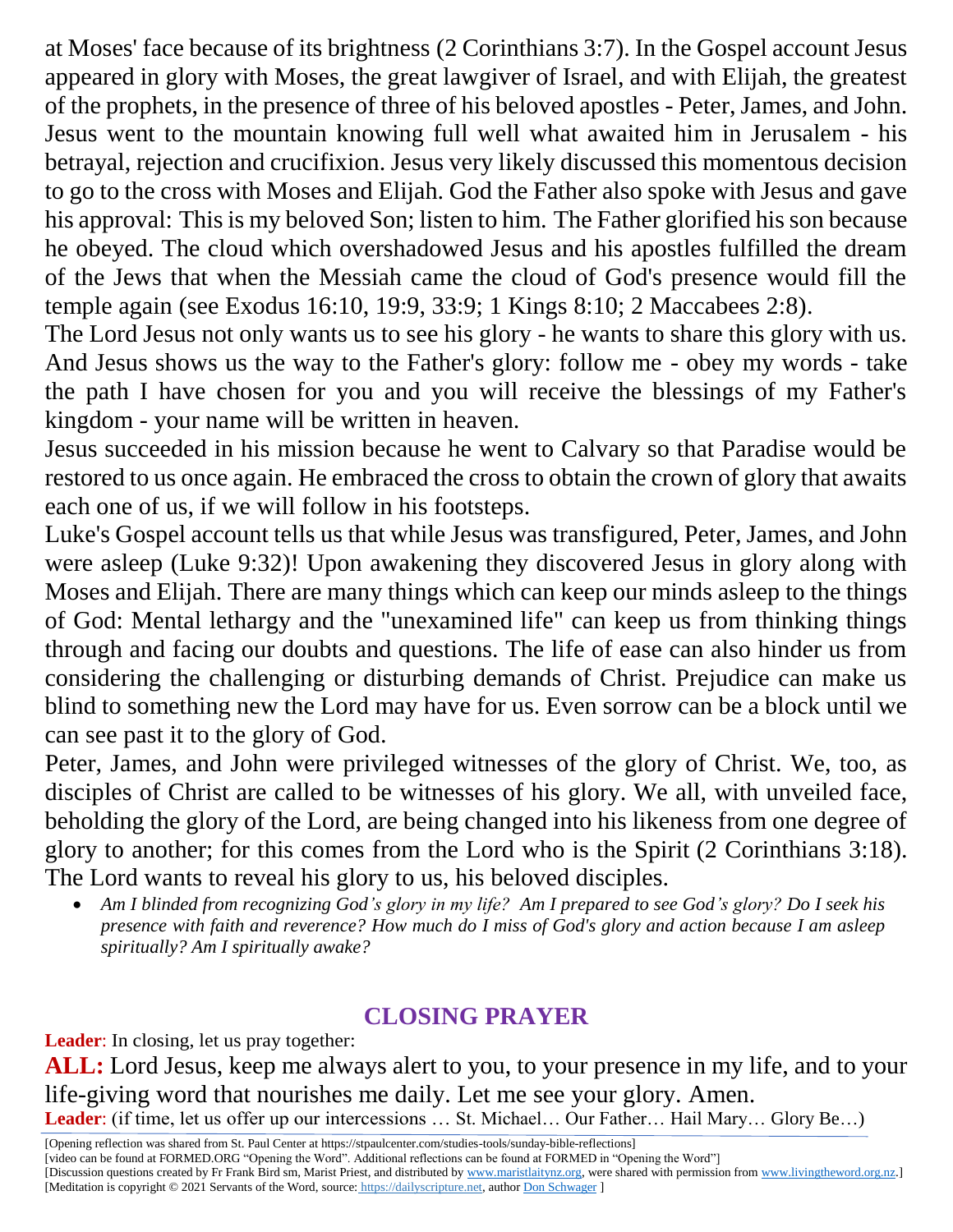at Moses' face because of its brightness (2 Corinthians 3:7). In the Gospel account Jesus appeared in glory with Moses, the great lawgiver of Israel, and with Elijah, the greatest of the prophets, in the presence of three of his beloved apostles - Peter, James, and John. Jesus went to the mountain knowing full well what awaited him in Jerusalem - his betrayal, rejection and crucifixion. Jesus very likely discussed this momentous decision to go to the cross with Moses and Elijah. God the Father also spoke with Jesus and gave his approval: This is my beloved Son; listen to him. The Father glorified his son because he obeyed. The cloud which overshadowed Jesus and his apostles fulfilled the dream of the Jews that when the Messiah came the cloud of God's presence would fill the temple again (see Exodus 16:10, 19:9, 33:9; 1 Kings 8:10; 2 Maccabees 2:8).

The Lord Jesus not only wants us to see his glory - he wants to share this glory with us. And Jesus shows us the way to the Father's glory: follow me - obey my words - take the path I have chosen for you and you will receive the blessings of my Father's kingdom - your name will be written in heaven.

Jesus succeeded in his mission because he went to Calvary so that Paradise would be restored to us once again. He embraced the cross to obtain the crown of glory that awaits each one of us, if we will follow in his footsteps.

Luke's Gospel account tells us that while Jesus was transfigured, Peter, James, and John were asleep (Luke 9:32)! Upon awakening they discovered Jesus in glory along with Moses and Elijah. There are many things which can keep our minds asleep to the things of God: Mental lethargy and the "unexamined life" can keep us from thinking things through and facing our doubts and questions. The life of ease can also hinder us from considering the challenging or disturbing demands of Christ. Prejudice can make us blind to something new the Lord may have for us. Even sorrow can be a block until we can see past it to the glory of God.

Peter, James, and John were privileged witnesses of the glory of Christ. We, too, as disciples of Christ are called to be witnesses of his glory. We all, with unveiled face, beholding the glory of the Lord, are being changed into his likeness from one degree of glory to another; for this comes from the Lord who is the Spirit (2 Corinthians 3:18). The Lord wants to reveal his glory to us, his beloved disciples.

- *Am I blinded from recognizing God's glory in my life? Am I prepared to see God's glory? Do I seek his presence with faith and reverence? How much do I miss of God's glory and action because I am asleep spiritually? Am I spiritually awake?*

## CLOSING PRAYER

**Leader**: In closing, let us pray together:

**ALL:** Lord Jesus, keep me always alert to you, to your presence in my life, and to your life-giving word that nourishes me daily. Let me see your glory. Amen.

**Leader**: (if time, let us offer up our intercessions … St. Michael… Our Father… Hail Mary… Glory Be…)

[Opening reflection was shared from St. Paul Center at https://stpaulcenter.com/studies-tools/sunday-bible-reflections]
[video can be found at FORMED.ORG "Opening the Word". Additional reflections can be found at FORMED in "Opening the Word"]
[Discussion questions created by Fr Frank Bird sm, Marist Priest, and distributed by www.maristlaitynz.org, were shared with permission from www.livingtheword.org.nz.]
[Meditation is copyright © 2021 Servants of the Word, source: https://dailyscripture.net, author Don Schwager ]